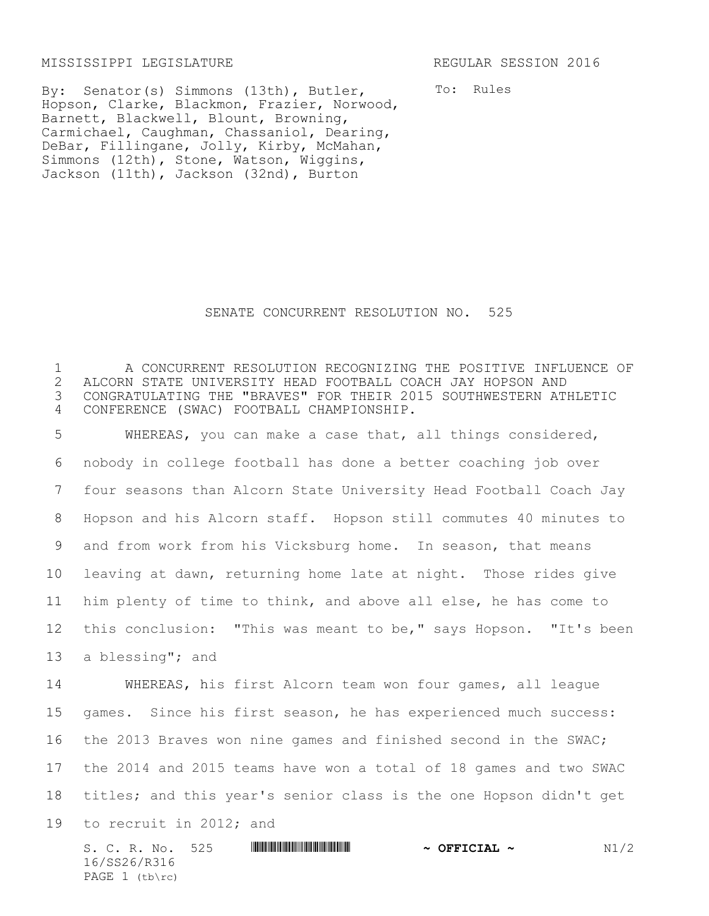MISSISSIPPI LEGISLATURE REGULAR SESSION 2016

By: Senator(s) Simmons (13th), Butler, Hopson, Clarke, Blackmon, Frazier, Norwood, Barnett, Blackwell, Blount, Browning, Carmichael, Caughman, Chassaniol, Dearing, DeBar, Fillingane, Jolly, Kirby, McMahan, Simmons (12th), Stone, Watson, Wiggins, Jackson (11th), Jackson (32nd), Burton

To: Rules

# SENATE CONCURRENT RESOLUTION NO. 525

A CONCURRENT RESOLUTION RECOGNIZING THE POSITIVE INFLUENCE OF ALCORN STATE UNIVERSITY HEAD FOOTBALL COACH JAY HOPSON AND CONGRATULATING THE "BRAVES" FOR THEIR 2015 SOUTHWESTERN ATHLETIC CONFERENCE (SWAC) FOOTBALL CHAMPIONSHIP.

WHEREAS, you can make a case that, all things considered, nobody in college football has done a better coaching job over four seasons than Alcorn State University Head Football Coach Jay Hopson and his Alcorn staff. Hopson still commutes 40 minutes to and from work from his Vicksburg home. In season, that means leaving at dawn, returning home late at night. Those rides give him plenty of time to think, and above all else, he has come to this conclusion: "This was meant to be," says Hopson. "It's been a blessing"; and

WHEREAS, his first Alcorn team won four games, all league games. Since his first season, he has experienced much success: the 2013 Braves won nine games and finished second in the SWAC; the 2014 and 2015 teams have won a total of 18 games and two SWAC titles; and this year's senior class is the one Hopson didn't get to recruit in 2012; and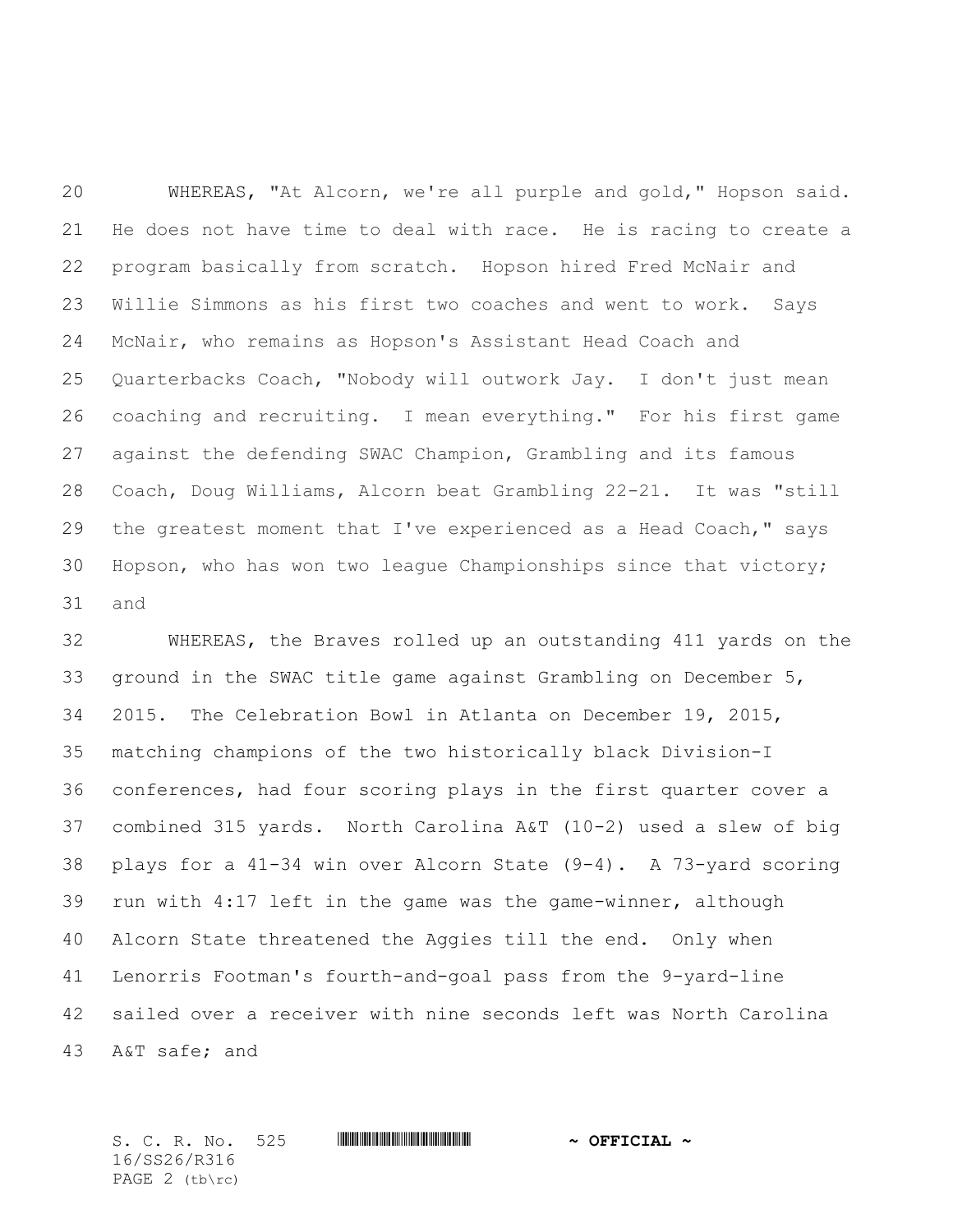WHEREAS, "At Alcorn, we're all purple and gold," Hopson said. He does not have time to deal with race. He is racing to create a program basically from scratch. Hopson hired Fred McNair and Willie Simmons as his first two coaches and went to work. Says McNair, who remains as Hopson's Assistant Head Coach and Quarterbacks Coach, "Nobody will outwork Jay. I don't just mean coaching and recruiting. I mean everything." For his first game against the defending SWAC Champion, Grambling and its famous Coach, Doug Williams, Alcorn beat Grambling 22-21. It was "still the greatest moment that I've experienced as a Head Coach," says Hopson, who has won two league Championships since that victory; and

WHEREAS, the Braves rolled up an outstanding 411 yards on the ground in the SWAC title game against Grambling on December 5, 2015. The Celebration Bowl in Atlanta on December 19, 2015, matching champions of the two historically black Division-I conferences, had four scoring plays in the first quarter cover a combined 315 yards. North Carolina A&T (10-2) used a slew of big plays for a 41-34 win over Alcorn State (9-4). A 73-yard scoring run with 4:17 left in the game was the game-winner, although Alcorn State threatened the Aggies till the end. Only when Lenorris Footman's fourth-and-goal pass from the 9-yard-line sailed over a receiver with nine seconds left was North Carolina A&T safe; and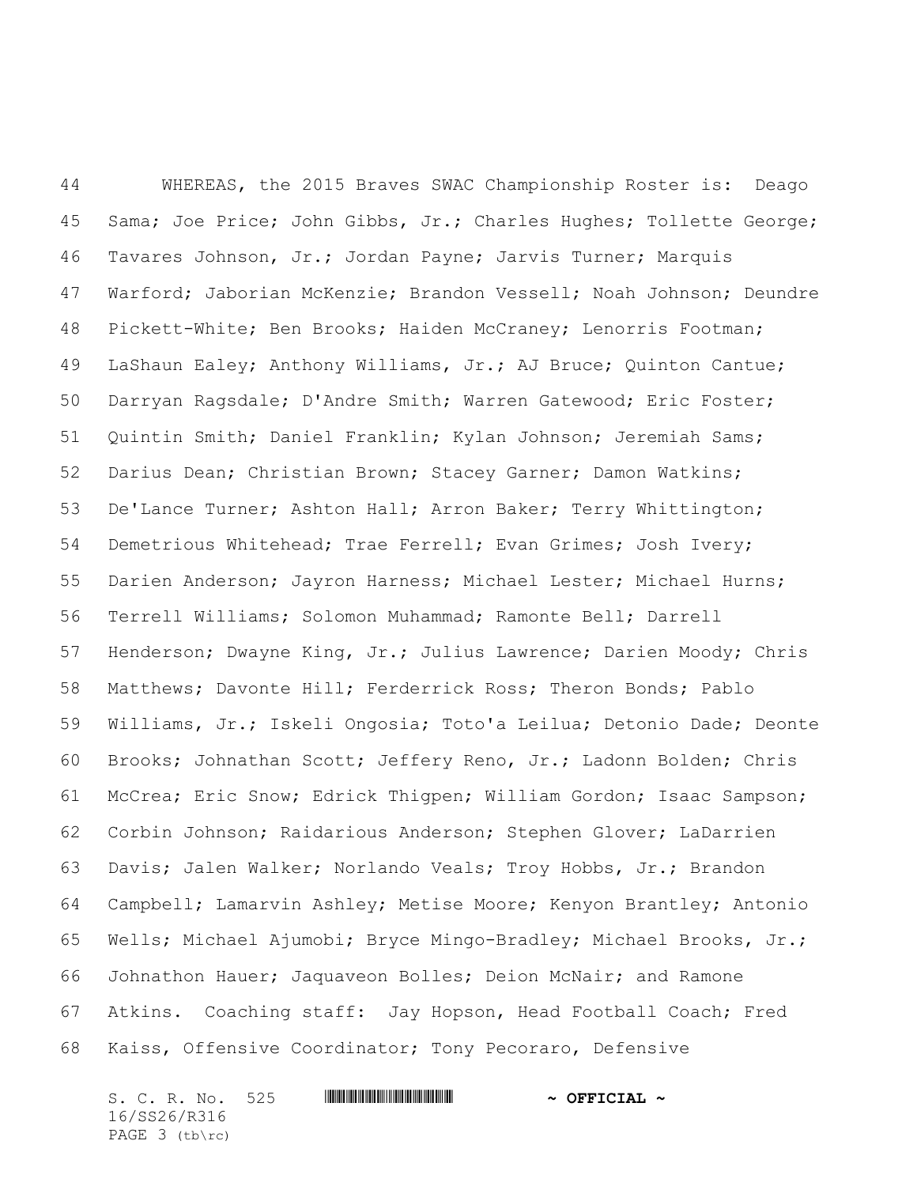WHEREAS, the 2015 Braves SWAC Championship Roster is: Deago Sama; Joe Price; John Gibbs, Jr.; Charles Hughes; Tollette George; Tavares Johnson, Jr.; Jordan Payne; Jarvis Turner; Marquis Warford; Jaborian McKenzie; Brandon Vessell; Noah Johnson; Deundre Pickett-White; Ben Brooks; Haiden McCraney; Lenorris Footman; LaShaun Ealey; Anthony Williams, Jr.; AJ Bruce; Quinton Cantue; Darryan Ragsdale; D'Andre Smith; Warren Gatewood; Eric Foster; Quintin Smith; Daniel Franklin; Kylan Johnson; Jeremiah Sams; Darius Dean; Christian Brown; Stacey Garner; Damon Watkins; De'Lance Turner; Ashton Hall; Arron Baker; Terry Whittington; Demetrious Whitehead; Trae Ferrell; Evan Grimes; Josh Ivery; Darien Anderson; Jayron Harness; Michael Lester; Michael Hurns; Terrell Williams; Solomon Muhammad; Ramonte Bell; Darrell Henderson; Dwayne King, Jr.; Julius Lawrence; Darien Moody; Chris Matthews; Davonte Hill; Ferderrick Ross; Theron Bonds; Pablo Williams, Jr.; Iskeli Ongosia; Toto'a Leilua; Detonio Dade; Deonte Brooks; Johnathan Scott; Jeffery Reno, Jr.; Ladonn Bolden; Chris McCrea; Eric Snow; Edrick Thigpen; William Gordon; Isaac Sampson; Corbin Johnson; Raidarious Anderson; Stephen Glover; LaDarrien Davis; Jalen Walker; Norlando Veals; Troy Hobbs, Jr.; Brandon Campbell; Lamarvin Ashley; Metise Moore; Kenyon Brantley; Antonio Wells; Michael Ajumobi; Bryce Mingo-Bradley; Michael Brooks, Jr.; Johnathon Hauer; Jaquaveon Bolles; Deion McNair; and Ramone Atkins. Coaching staff: Jay Hopson, Head Football Coach; Fred Kaiss, Offensive Coordinator; Tony Pecoraro, Defensive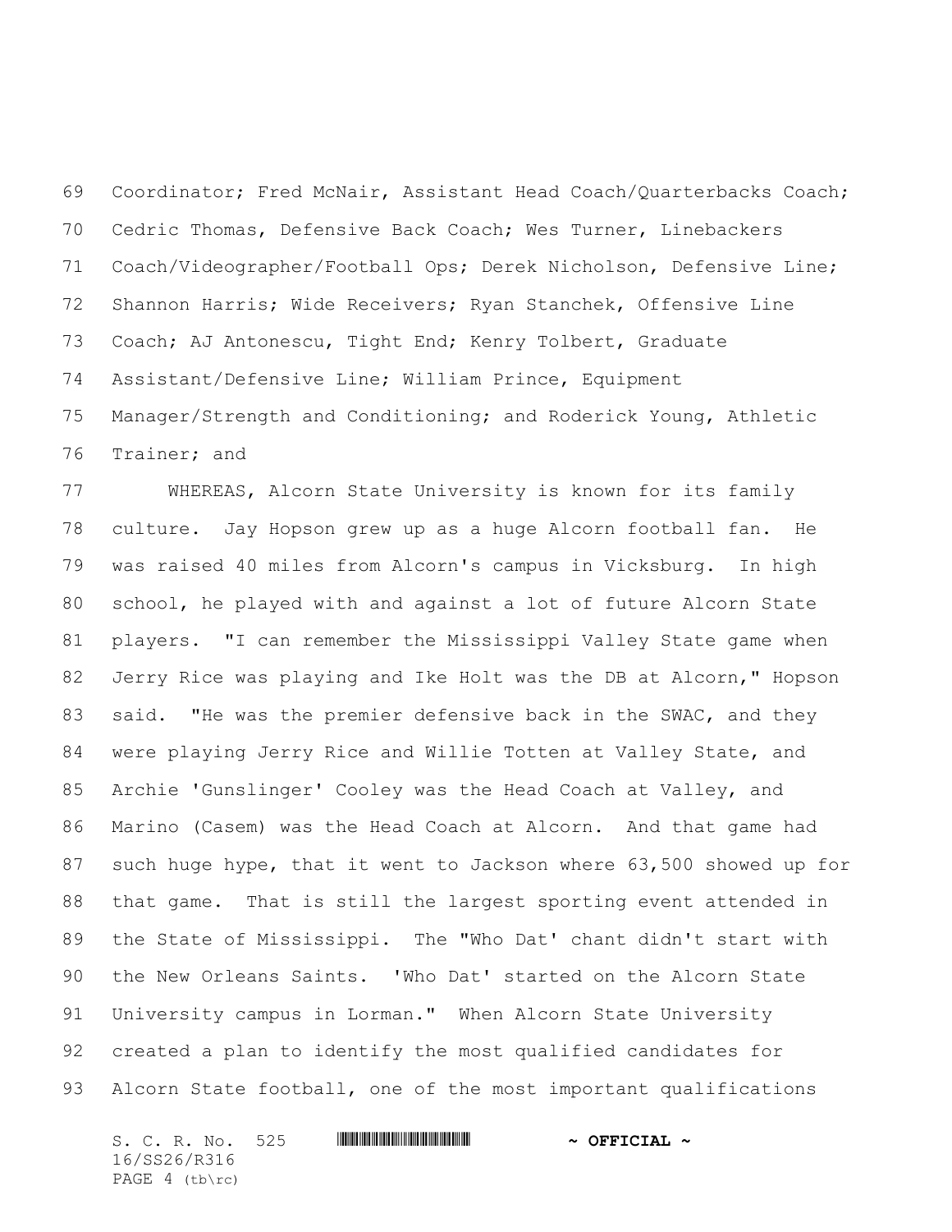Coordinator; Fred McNair, Assistant Head Coach/Quarterbacks Coach; Cedric Thomas, Defensive Back Coach; Wes Turner, Linebackers Coach/Videographer/Football Ops; Derek Nicholson, Defensive Line; Shannon Harris; Wide Receivers; Ryan Stanchek, Offensive Line Coach; AJ Antonescu, Tight End; Kenry Tolbert, Graduate Assistant/Defensive Line; William Prince, Equipment Manager/Strength and Conditioning; and Roderick Young, Athletic Trainer; and

WHEREAS, Alcorn State University is known for its family culture. Jay Hopson grew up as a huge Alcorn football fan. He was raised 40 miles from Alcorn's campus in Vicksburg. In high school, he played with and against a lot of future Alcorn State players. "I can remember the Mississippi Valley State game when Jerry Rice was playing and Ike Holt was the DB at Alcorn," Hopson said. "He was the premier defensive back in the SWAC, and they were playing Jerry Rice and Willie Totten at Valley State, and Archie 'Gunslinger' Cooley was the Head Coach at Valley, and Marino (Casem) was the Head Coach at Alcorn. And that game had such huge hype, that it went to Jackson where 63,500 showed up for that game. That is still the largest sporting event attended in the State of Mississippi. The "Who Dat' chant didn't start with the New Orleans Saints. 'Who Dat' started on the Alcorn State University campus in Lorman." When Alcorn State University created a plan to identify the most qualified candidates for Alcorn State football, one of the most important qualifications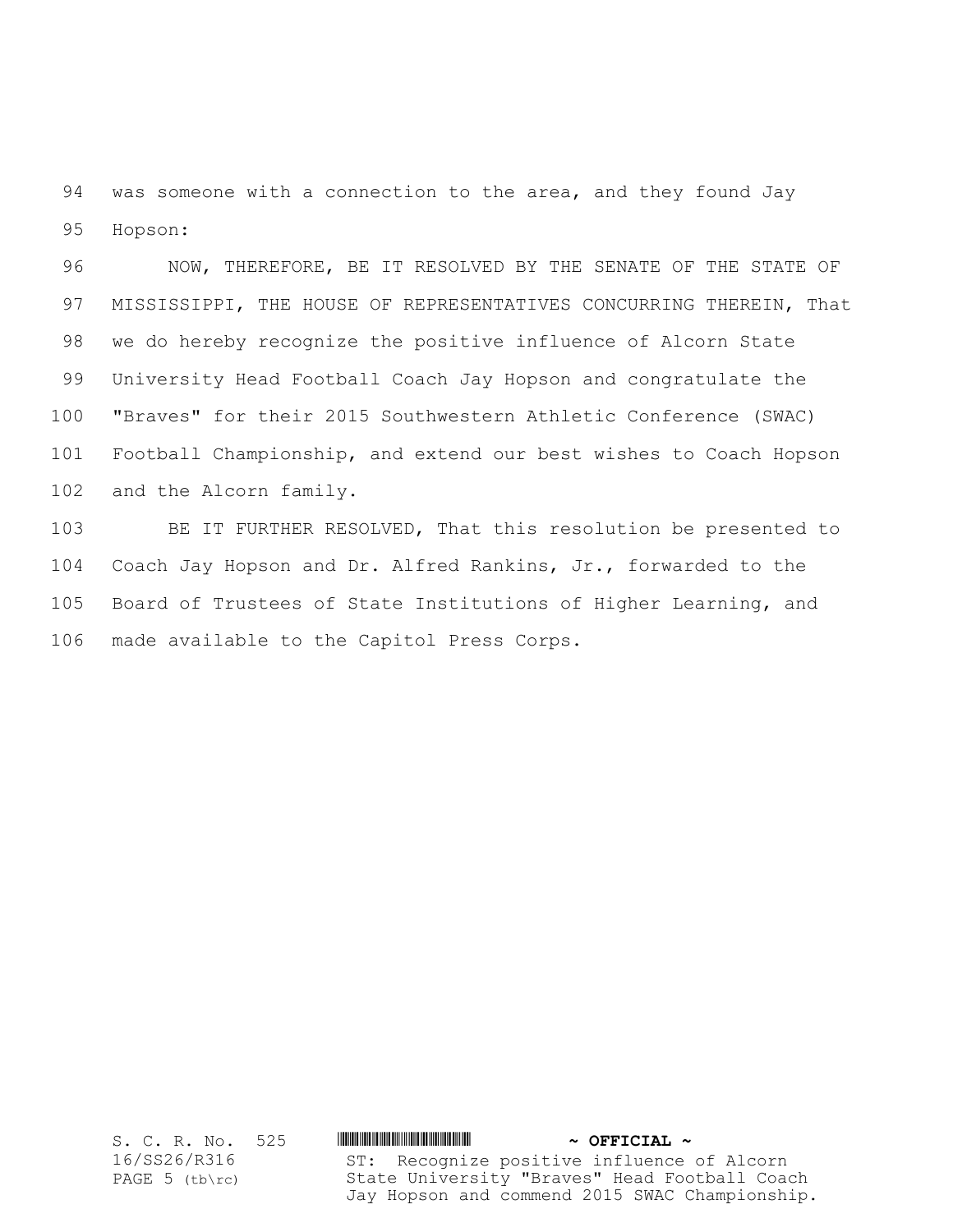was someone with a connection to the area, and they found Jay Hopson:

NOW, THEREFORE, BE IT RESOLVED BY THE SENATE OF THE STATE OF MISSISSIPPI, THE HOUSE OF REPRESENTATIVES CONCURRING THEREIN, That we do hereby recognize the positive influence of Alcorn State University Head Football Coach Jay Hopson and congratulate the "Braves" for their 2015 Southwestern Athletic Conference (SWAC) Football Championship, and extend our best wishes to Coach Hopson and the Alcorn family.

BE IT FURTHER RESOLVED, That this resolution be presented to Coach Jay Hopson and Dr. Alfred Rankins, Jr., forwarded to the Board of Trustees of State Institutions of Higher Learning, and made available to the Capitol Press Corps.